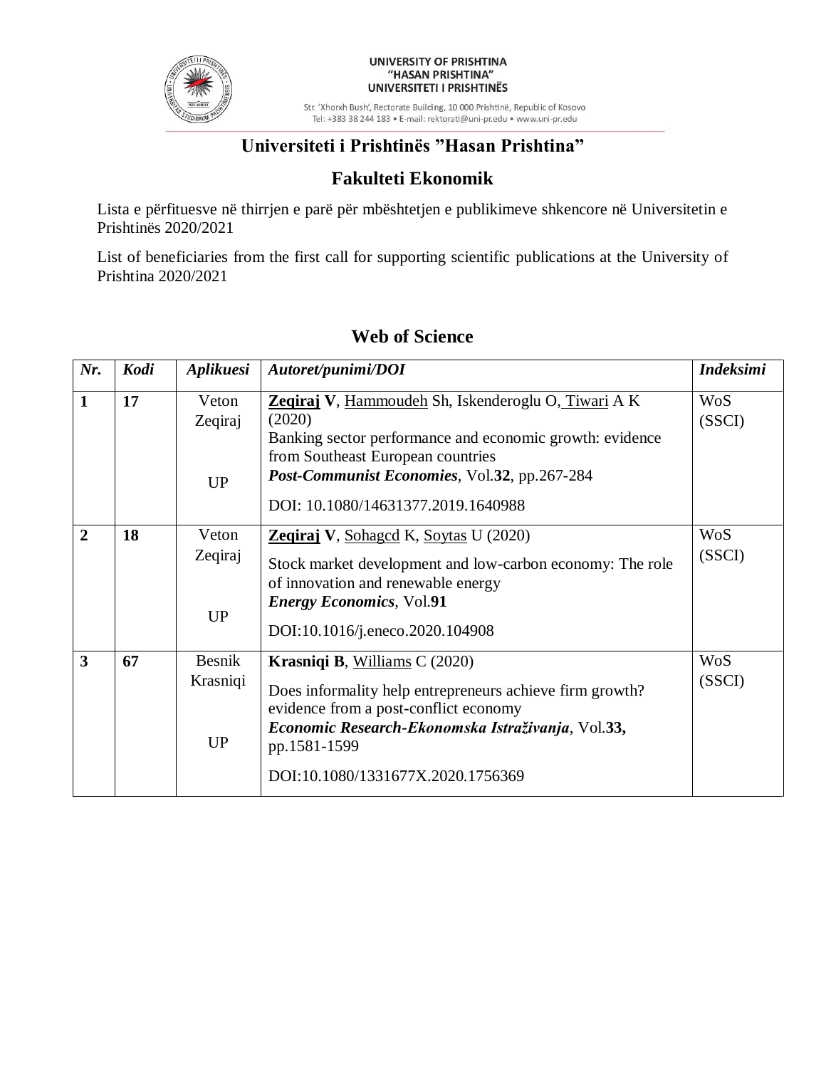UNIVERSITY OF PRISHTINA
"HASAN PRISHTINA"
UNIVERSITETI I PRISHTINËS

Str. 'Xhorxh Bush', Rectorate Building, 10 000 Prishtinë, Republic of Kosovo
Tel: +383 38 244 183 • E-mail: rektorati@uni-pr.edu • www.uni-pr.edu

# Universiteti i Prishtinës "Hasan Prishtina"

## Fakulteti Ekonomik

Lista e përfituesve në thirrjen e parë për mbështetjen e publikimeve shkencore në Universitetin e Prishtinës 2020/2021

List of beneficiaries from the first call for supporting scientific publications at the University of Prishtina 2020/2021

### Web of Science

| *Nr.* | *Kodi* | *Aplikuesi* | *Autoret/punimi/DOI* | *Indeksimi* |
|---|---|---|---|---|
| **1** | **17** | Veton Zeqiraj UP | **Zeqiraj V**, Hammoudeh Sh, Iskenderoglu O, Tiwari A K (2020) Banking sector performance and economic growth: evidence from Southeast European countries ***Post-Communist Economies***, Vol.**32**, pp.267-284 DOI: 10.1080/14631377.2019.1640988 | WoS (SSCI) |
| **2** | **18** | Veton Zeqiraj UP | **Zeqiraj V**, Sohagcd K, Soytas U (2020) Stock market development and low-carbon economy: The role of innovation and renewable energy ***Energy Economics***, Vol.**91** DOI:10.1016/j.eneco.2020.104908 | WoS (SSCI) |
| **3** | **67** | Besnik Krasniqi UP | **Krasniqi B**, Williams C (2020) Does informality help entrepreneurs achieve firm growth? evidence from a post-conflict economy ***Economic Research-Ekonomska Istraživanja***, Vol.**33,** pp.1581-1599 DOI:10.1080/1331677X.2020.1756369 | WoS (SSCI) |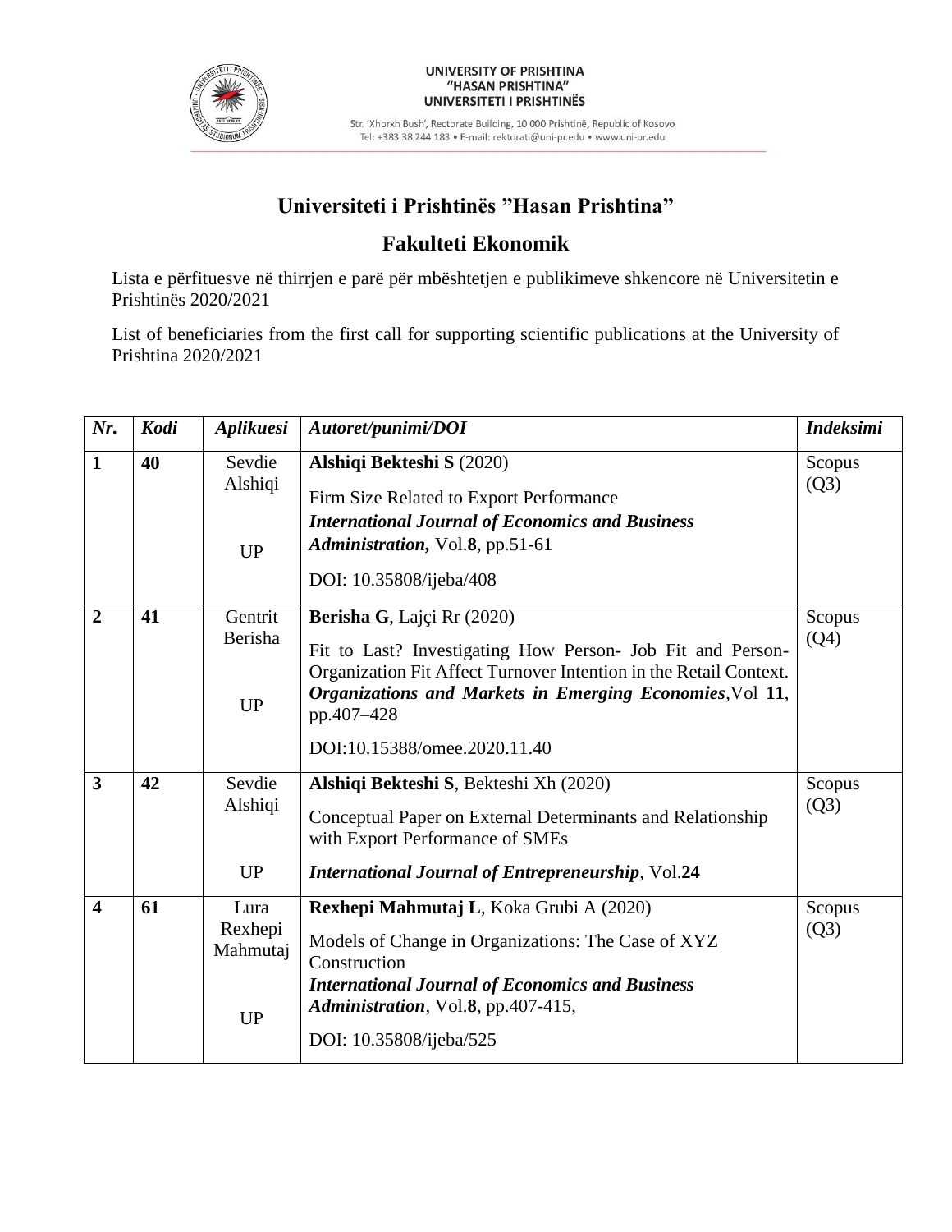UNIVERSITY OF PRISHTINA
"HASAN PRISHTINA"
UNIVERSITETI I PRISHTINËS

Str. 'Xhorxh Bush', Rectorate Building, 10 000 Prishtinë, Republic of Kosovo
Tel: +383 38 244 183 • E-mail: rektorati@uni-pr.edu • www.uni-pr.edu

## Universiteti i Prishtinës "Hasan Prishtina"

## Fakulteti Ekonomik

Lista e përfituesve në thirrjen e parë për mbështetjen e publikimeve shkencore në Universitetin e Prishtinës 2020/2021

List of beneficiaries from the first call for supporting scientific publications at the University of Prishtina 2020/2021

| *Nr.* | *Kodi* | *Aplikuesi* | *Autoret/punimi/DOI* | *Indeksimi* |
|---|---|---|---|---|
| **1** | **40** | Sevdie Alshiqi<br><br>UP | **Alshiqi Bekteshi S** (2020)<br>Firm Size Related to Export Performance<br>***International Journal of Economics and Business Administration,*** Vol.**8**, pp.51-61<br>DOI: 10.35808/ijeba/408 | Scopus (Q3) |
| **2** | **41** | Gentrit Berisha<br><br>UP | **Berisha G**, Lajçi Rr (2020)<br>Fit to Last? Investigating How Person- Job Fit and Person-Organization Fit Affect Turnover Intention in the Retail Context. ***Organizations and Markets in Emerging Economies***,Vol **11**, pp.407–428<br>DOI:10.15388/omee.2020.11.40 | Scopus (Q4) |
| **3** | **42** | Sevdie Alshiqi<br><br>UP | **Alshiqi Bekteshi S**, Bekteshi Xh (2020)<br>Conceptual Paper on External Determinants and Relationship with Export Performance of SMEs<br>***International Journal of Entrepreneurship***, Vol.**24** | Scopus (Q3) |
| **4** | **61** | Lura Rexhepi Mahmutaj<br><br>UP | **Rexhepi Mahmutaj L**, Koka Grubi A (2020)<br>Models of Change in Organizations: The Case of XYZ Construction<br>***International Journal of Economics and Business Administration***, Vol.**8**, pp.407-415,<br>DOI: 10.35808/ijeba/525 | Scopus (Q3) |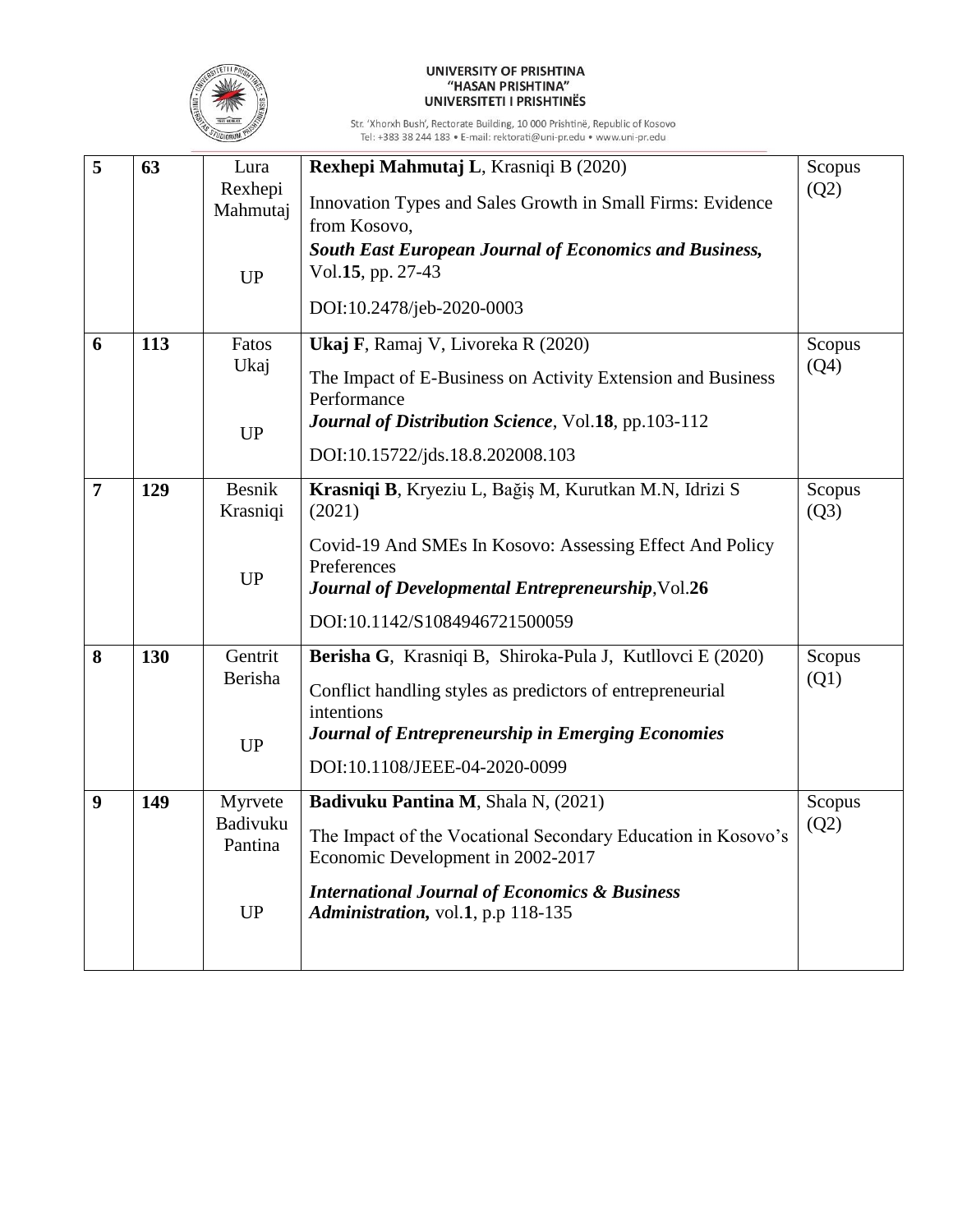| | | | | |
|---|---|---|---|---|
| **5** | **63** | Lura Rexhepi Mahmutaj<br><br>UP | **Rexhepi Mahmutaj L**, Krasniqi B (2020)<br><br>Innovation Types and Sales Growth in Small Firms: Evidence from Kosovo,<br>***South East European Journal of Economics and Business,*** Vol.**15**, pp. 27-43<br><br>DOI:10.2478/jeb-2020-0003 | Scopus (Q2) |
| **6** | **113** | Fatos Ukaj<br><br>UP | **Ukaj F**, Ramaj V, Livoreka R (2020)<br><br>The Impact of E-Business on Activity Extension and Business Performance<br>***Journal of Distribution Science***, Vol.**18**, pp.103-112<br><br>DOI:10.15722/jds.18.8.202008.103 | Scopus (Q4) |
| **7** | **129** | Besnik Krasniqi<br><br>UP | **Krasniqi B**, Kryeziu L, Bağiş M, Kurutkan M.N, Idrizi S (2021)<br><br>Covid-19 And SMEs In Kosovo: Assessing Effect And Policy Preferences<br>***Journal of Developmental Entrepreneurship***,Vol.**26**<br><br>DOI:10.1142/S1084946721500059 | Scopus (Q3) |
| **8** | **130** | Gentrit Berisha<br><br>UP | **Berisha G**, Krasniqi B, Shiroka-Pula J, Kutllovci E (2020)<br><br>Conflict handling styles as predictors of entrepreneurial intentions<br>***Journal of Entrepreneurship in Emerging Economies***<br><br>DOI:10.1108/JEEE-04-2020-0099 | Scopus (Q1) |
| **9** | **149** | Myrvete Badivuku Pantina<br><br>UP | **Badivuku Pantina M**, Shala N, (2021)<br><br>The Impact of the Vocational Secondary Education in Kosovo's Economic Development in 2002-2017<br><br>***International Journal of Economics & Business Administration,*** vol.**1**, p.p 118-135 | Scopus (Q2) |